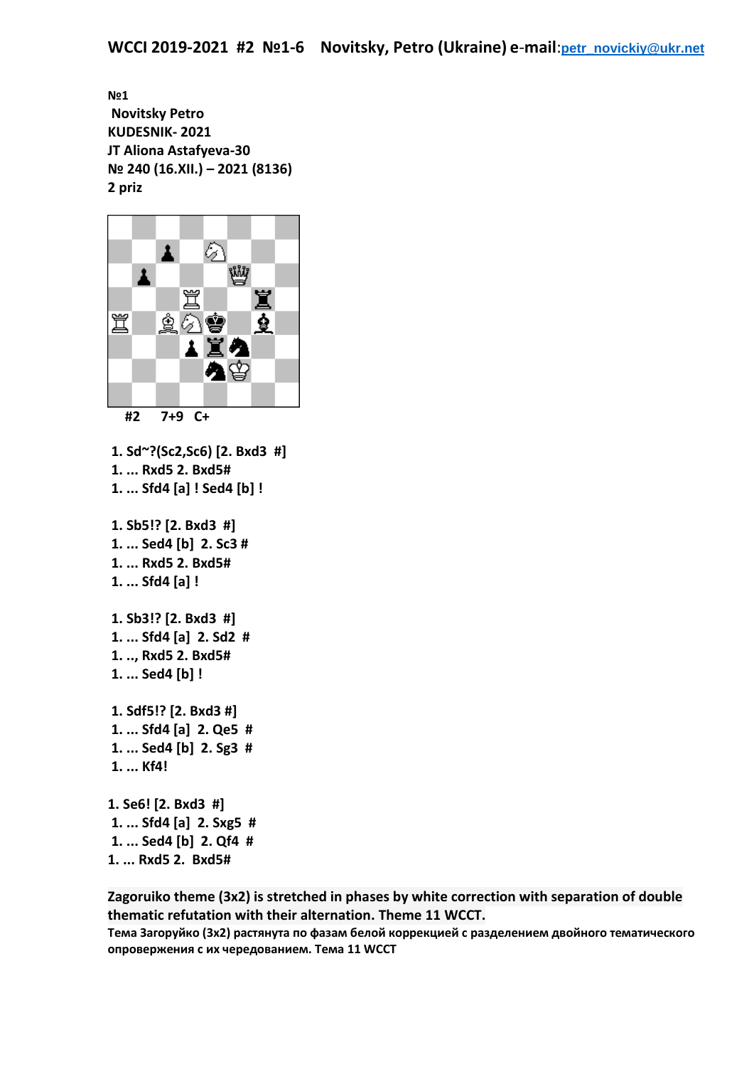**WCCI 2019-2021 #2 №1-6 Novitsky, Petro (Ukraine) e-mail:petr_novickiy@ukr.net**

**№1**
**Novitsky Petro**
**KUDESNIK- 2021**
**JT Aliona Astafyeva-30**
**№ 240 (16.XII.) – 2021 (8136)**
**2 priz**

**#2 7+9 C+**

1. Sd~?(Sc2,Sc6) [2. Bxd3 #]
1. ... Rxd5 2. Bxd5#
1. ... Sfd4 [a] ! Sed4 [b] !

1. Sb5!? [2. Bxd3 #]
1. ... Sed4 [b] 2. Sc3 #
1. ... Rxd5 2. Bxd5#
1. ... Sfd4 [a] !

1. Sb3!? [2. Bxd3 #]
1. ... Sfd4 [a] 2. Sd2 #
1. .., Rxd5 2. Bxd5#
1. ... Sed4 [b] !

1. Sdf5!? [2. Bxd3 #]
1. ... Sfd4 [a] 2. Qe5 #
1. ... Sed4 [b] 2. Sg3 #
1. ... Kf4!

1. Se6! [2. Bxd3 #]
1. ... Sfd4 [a] 2. Sxg5 #
1. ... Sed4 [b] 2. Qf4 #
1. ... Rxd5 2. Bxd5#

**Zagoruiko theme (3x2) is stretched in phases by white correction with separation of double thematic refutation with their alternation. Theme 11 WCCT.**

**Тема Загоруйко (3х2) растянута по фазам белой коррекцией с разделением двойного тематического опровержения с их чередованием. Тема 11 WCCT**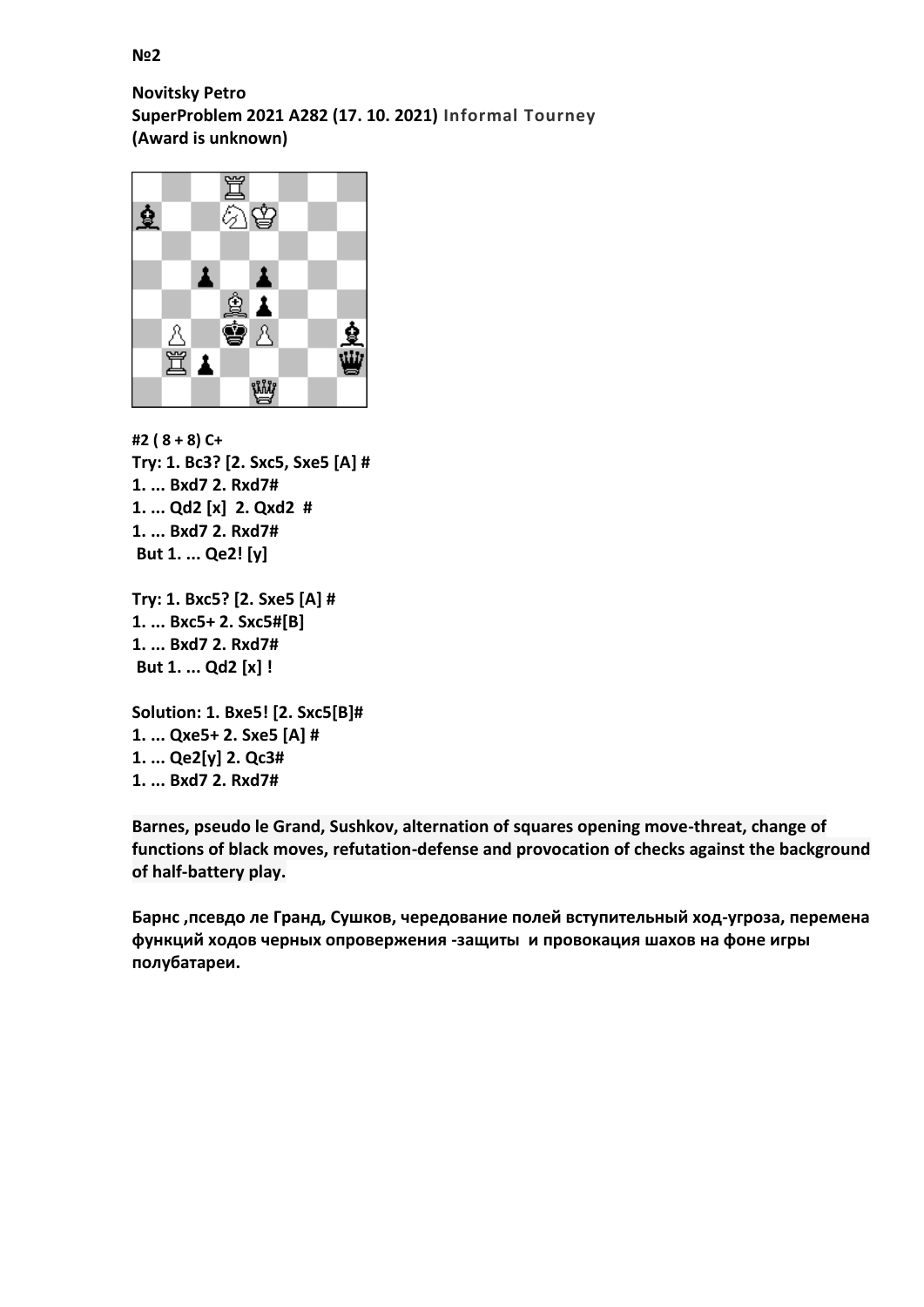**№2**

**Novitsky Petro**
**SuperProblem 2021 A282 (17. 10. 2021) Informal Tourney**
**(Award is unknown)**

**#2 ( 8 + 8) C+**
**Try: 1. Bc3? [2. Sxc5, Sxe5 [A] #**
**1. ... Bxd7 2. Rxd7#**
**1. ... Qd2 [x] 2. Qxd2 #**
**1. ... Bxd7 2. Rxd7#**
**But 1. ... Qe2! [y]**

**Try: 1. Bxc5? [2. Sxe5 [A] #**
**1. ... Bxc5+ 2. Sxc5#[B]**
**1. ... Bxd7 2. Rxd7#**
**But 1. ... Qd2 [x] !**

**Solution: 1. Bxe5! [2. Sxc5[B]#**
**1. ... Qxe5+ 2. Sxe5 [A] #**
**1. ... Qe2[y] 2. Qc3#**
**1. ... Bxd7 2. Rxd7#**

**Barnes, pseudo le Grand, Sushkov, alternation of squares opening move-threat, change of functions of black moves, refutation-defense and provocation of checks against the background of half-battery play.**

**Барнс ,псевдо ле Гранд, Сушков, чередование полей вступительный ход-угроза, перемена функций ходов черных опровержения -защиты и провокация шахов на фоне игры полубатареи.**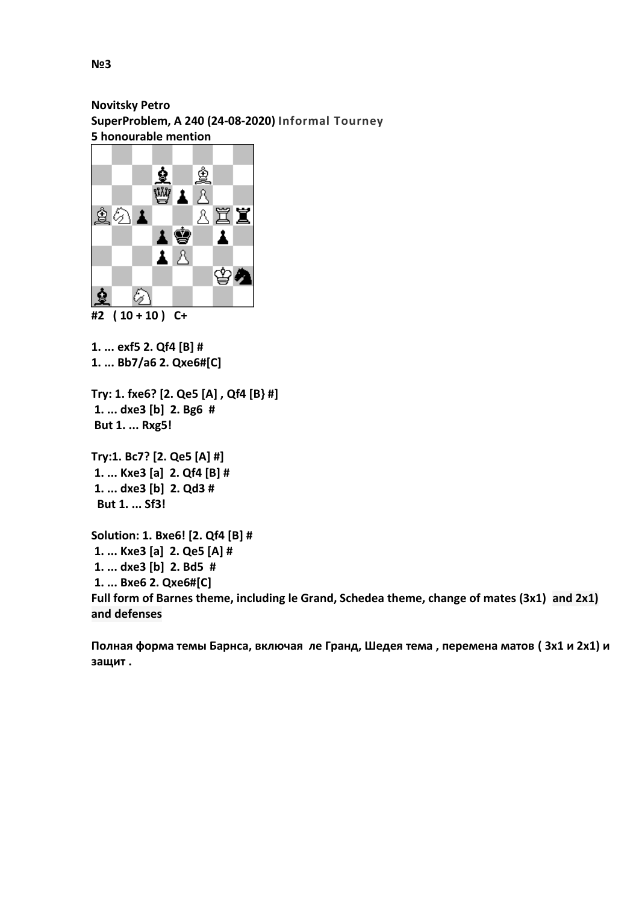**№3**

**Novitsky Petro**
**SuperProblem, A 240 (24-08-2020) Informal Tourney**
**5 honourable mention**

**#2 ( 10 + 10 ) C+**

**1. ... exf5 2. Qf4 [B] #**
**1. ... Bb7/a6 2. Qxe6#[C]**

**Try: 1. fxe6? [2. Qe5 [A] , Qf4 [B} #]**
**1. ... dxe3 [b] 2. Bg6 #**
**But 1. ... Rxg5!**

**Try:1. Bc7? [2. Qe5 [A] #]**
**1. ... Kxe3 [a] 2. Qf4 [B] #**
**1. ... dxe3 [b] 2. Qd3 #**
**But 1. ... Sf3!**

**Solution: 1. Bxe6! [2. Qf4 [B] #**
**1. ... Kxe3 [a] 2. Qe5 [A] #**
**1. ... dxe3 [b] 2. Bd5 #**
**1. ... Bxe6 2. Qxe6#[C]**
**Full form of Barnes theme, including le Grand, Schedea theme, change of mates (3x1) and 2x1) and defenses**

**Полная форма темы Барнса, включая ле Гранд, Шедея тема , перемена матов ( 3x1 и 2x1) и защит .**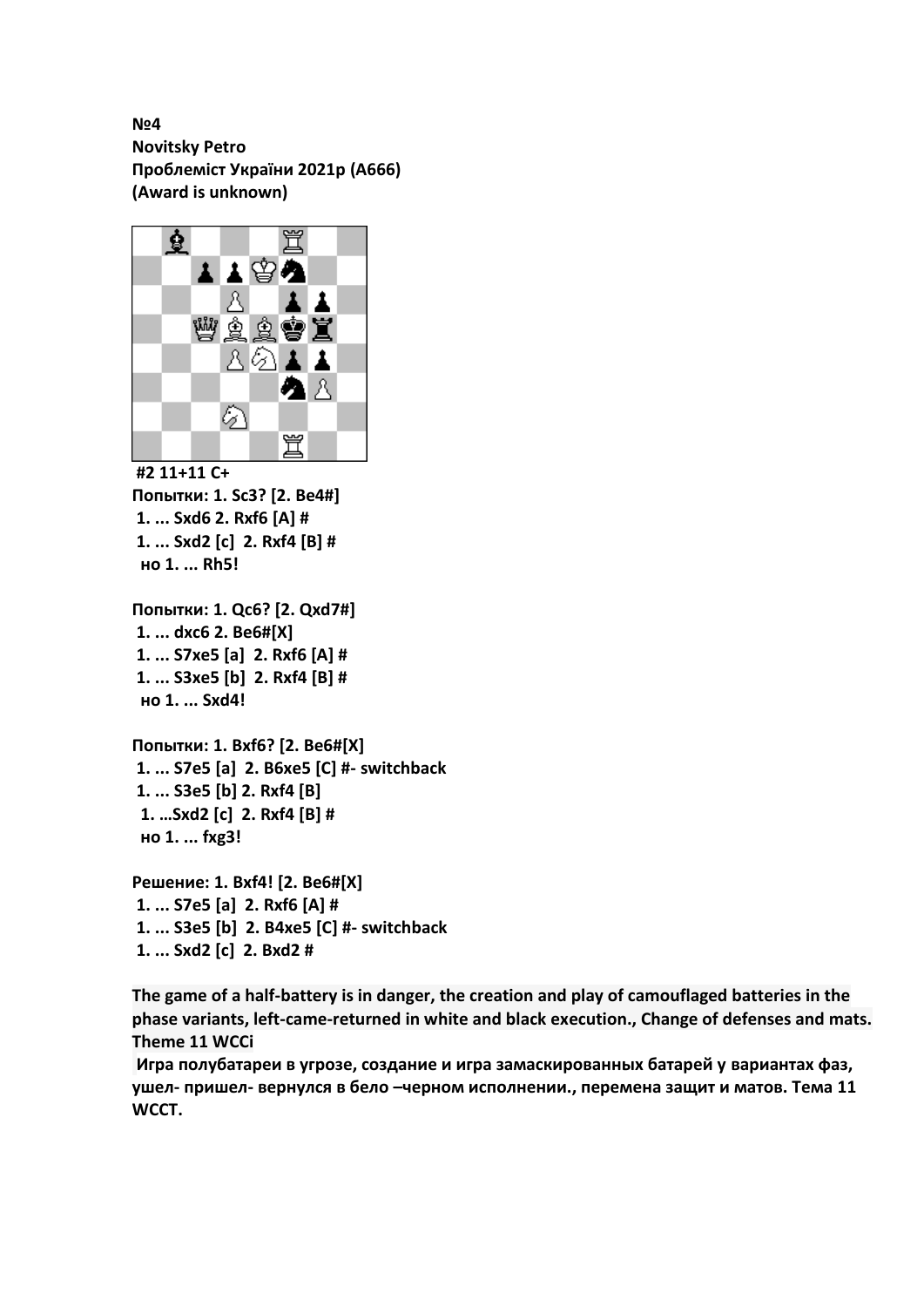**№4**
**Novitsky Petro**
**Проблеміст України 2021р (A666)**
**(Award is unknown)**

**#2 11+11 C+**

**Попытки: 1. Sc3? [2. Be4#]**
**1. ... Sxd6 2. Rxf6 [A] #**
**1. ... Sxd2 [c] 2. Rxf4 [B] #**
**но 1. ... Rh5!**

**Попытки: 1. Qc6? [2. Qxd7#]**
**1. ... dxc6 2. Be6#[X]**
**1. ... S7xe5 [a] 2. Rxf6 [A] #**
**1. ... S3xe5 [b] 2. Rxf4 [B] #**
**но 1. ... Sxd4!**

**Попытки: 1. Bxf6? [2. Be6#[X]**
**1. ... S7e5 [a] 2. B6xe5 [C] #- switchback**
**1. ... S3e5 [b] 2. Rxf4 [B]**
**1. …Sxd2 [c] 2. Rxf4 [B] #**
**но 1. ... fxg3!**

**Решение: 1. Bxf4! [2. Be6#[X]**
**1. ... S7e5 [a] 2. Rxf6 [A] #**
**1. ... S3e5 [b] 2. B4xe5 [C] #- switchback**
**1. ... Sxd2 [c] 2. Bxd2 #**

**The game of a half-battery is in danger, the creation and play of camouflaged batteries in the phase variants, left-came-returned in white and black execution., Change of defenses and mats. Theme 11 WCCi**

**Игра полубатареи в угрозе, создание и игра замаскированных батарей у вариантах фаз, ушел- пришел- вернулся в бело –черном исполнении., перемена защит и матов. Тема 11 WCCT.**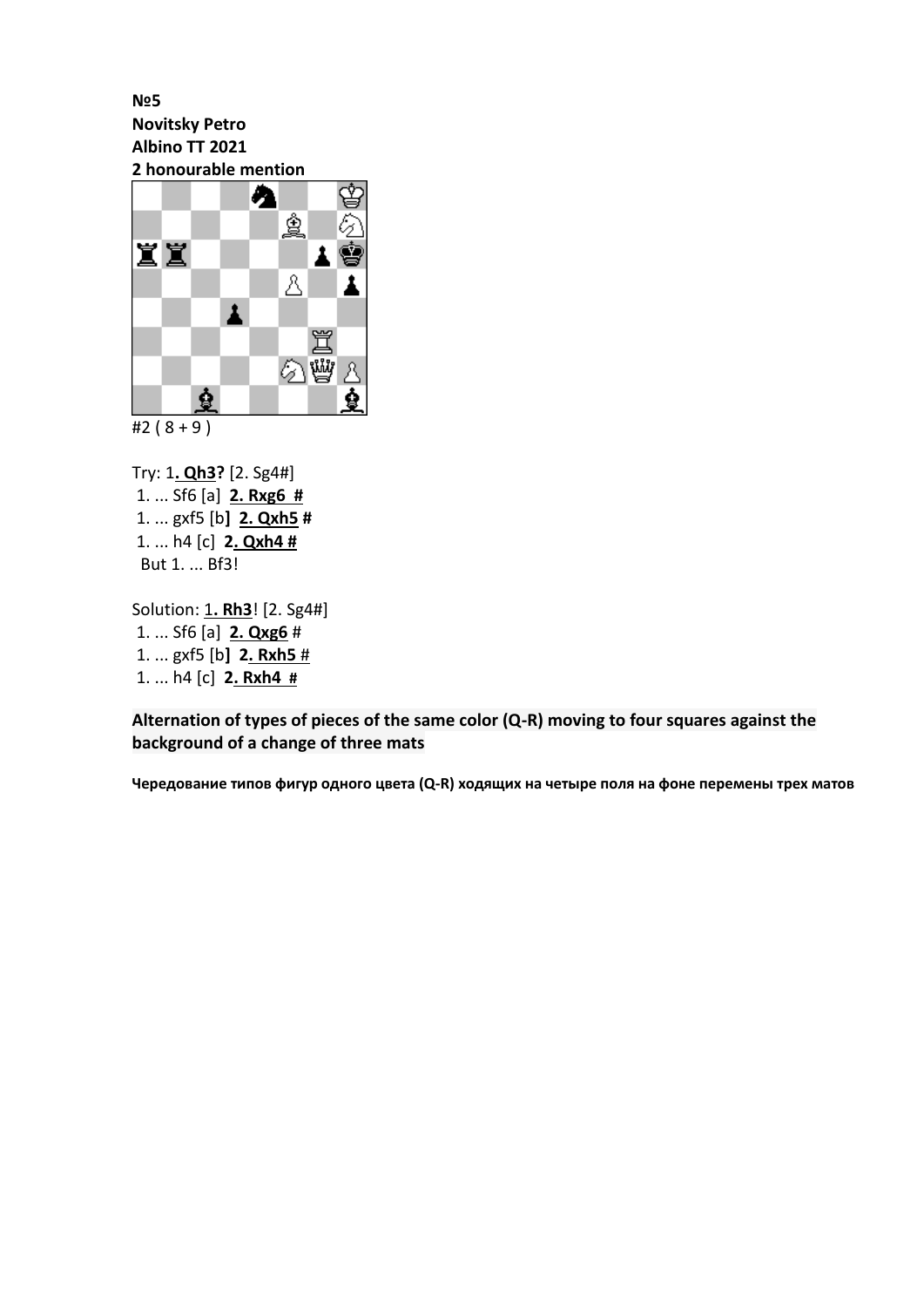**№5**
**Novitsky Petro**
**Albino TT 2021**
**2 honourable mention**

#2 ( 8 + 9 )

Try: 1**. Qh3?** [2. Sg4#]
1. ... Sf6 [a] **2. Rxg6 #**
1. ... gxf5 [b**] 2. Qxh5 #**
1. ... h4 [c] **2. Qxh4 #**
But 1. ... Bf3!

Solution: 1**. Rh3**! [2. Sg4#]
1. ... Sf6 [a] **2. Qxg6** #
1. ... gxf5 [b**] 2. Rxh5** #
1. ... h4 [c] **2. Rxh4 #**

**Alternation of types of pieces of the same color (Q-R) moving to four squares against the background of a change of three mats**

**Чередование типов фигур одного цвета (Q-R) ходящих на четыре поля на фоне перемены трех матов**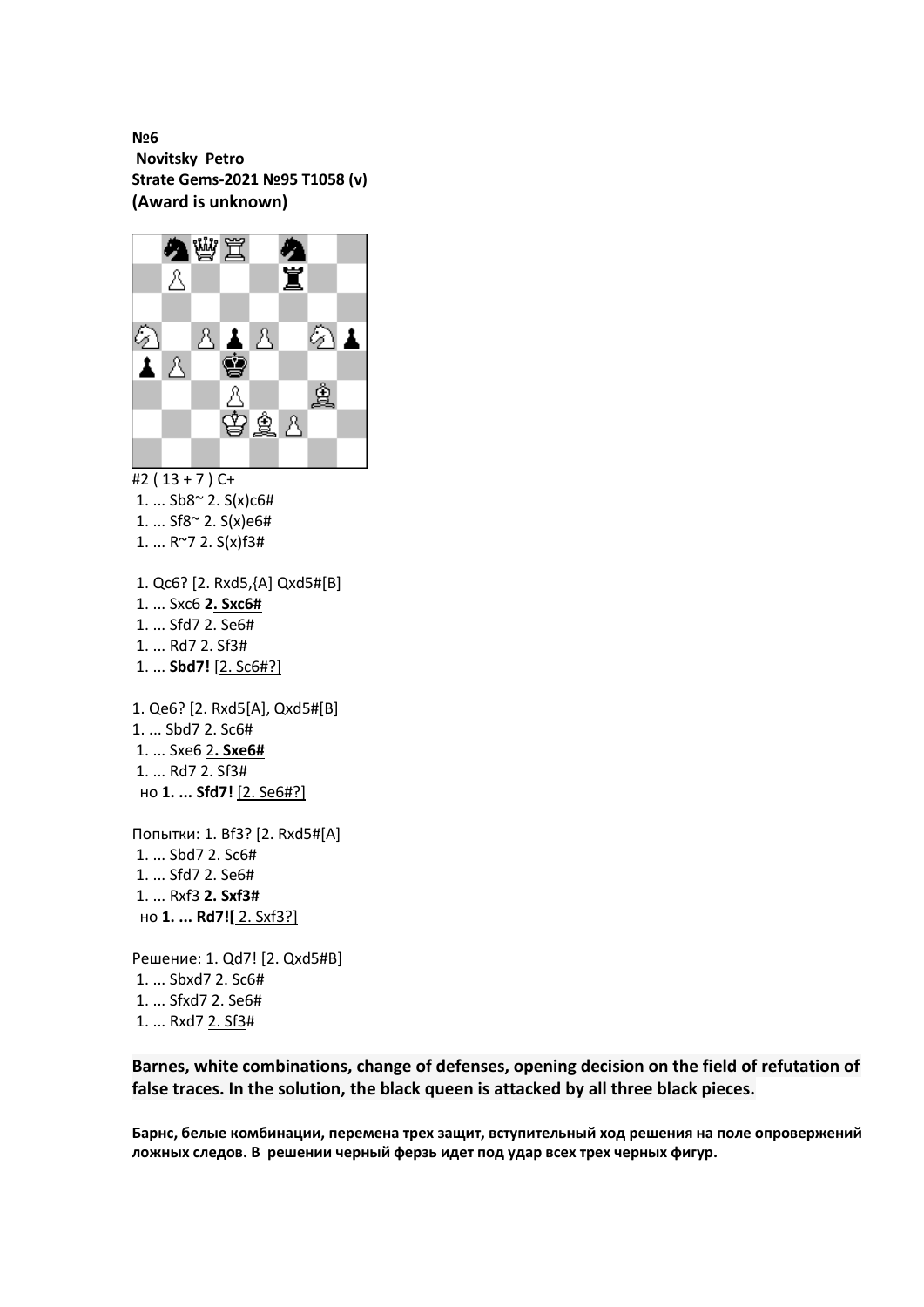**№6**
**Novitsky Petro**
**Strate Gems-2021 №95 T1058 (v)**
**(Award is unknown)**

#2 ( 13 + 7 ) C+
1. ... Sb8~ 2. S(x)c6#
1. ... Sf8~ 2. S(x)e6#
1. ... R~7 2. S(x)f3#

1. Qc6? [2. Rxd5,{A] Qxd5#[B]
1. ... Sxc6 **2. Sxc6#**
1. ... Sfd7 2. Se6#
1. ... Rd7 2. Sf3#
1. ... **Sbd7!** [2. Sc6#?]

1. Qe6? [2. Rxd5[A], Qxd5#[B]
1. ... Sbd7 2. Sc6#
1. ... Sxe6 2**. Sxe6#**
1. ... Rd7 2. Sf3#
но **1. ... Sfd7!** [2. Se6#?]

Попытки: 1. Bf3? [2. Rxd5#[A]
1. ... Sbd7 2. Sc6#
1. ... Sfd7 2. Se6#
1. ... Rxf3 **2. Sxf3#**
но **1. ... Rd7![** 2. Sxf3?]

Решение: 1. Qd7! [2. Qxd5#B]
1. ... Sbxd7 2. Sc6#
1. ... Sfxd7 2. Se6#
1. ... Rxd7 2. Sf3#

**Barnes, white combinations, change of defenses, opening decision on the field of refutation of false traces. In the solution, the black queen is attacked by all three black pieces.**

**Барнс, белые комбинации, перемена трех защит, вступительный ход решения на поле опровержений ложных следов. В решении черный ферзь идет под удар всех трех черных фигур.**